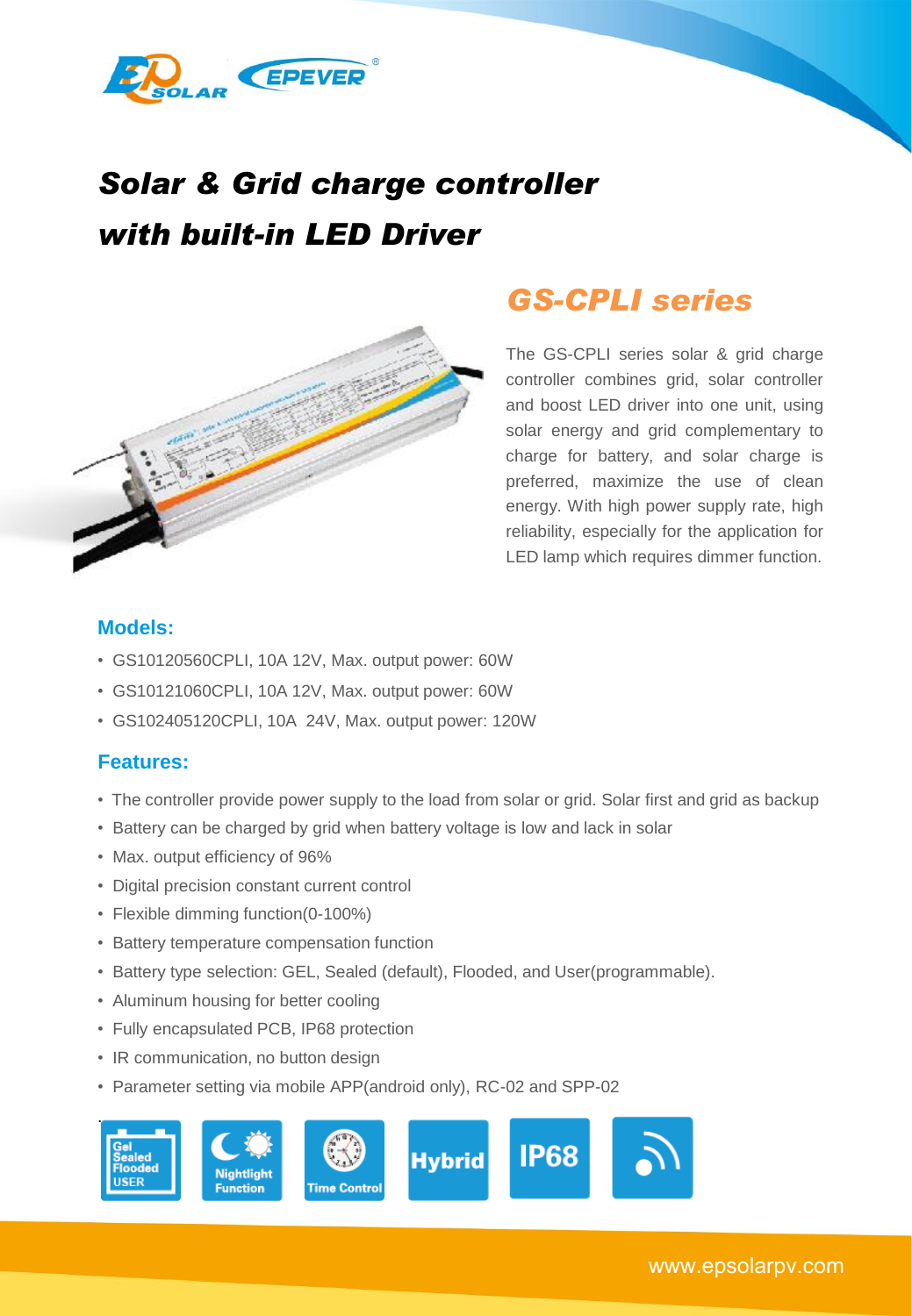# Solar & Grid charge controller with built-in LED Driver

## GS-CPLI series

The GS-CPLI series solar & grid charge controller combines grid, solar controller and boost LED driver into one unit, using solar energy and grid complementary to charge for battery, and solar charge is preferred, maximize the use of clean energy. With high power supply rate, high reliability, especially for the application for LED lamp which requires dimmer function.

### Models:

- GS10120560CPLI, 10A 12V, Max. output power: 60W
- GS10121060CPLI, 10A 12V, Max. output power: 60W
- GS102405120CPLI, 10A 24V, Max. output power: 120W

### Features:

- The controller provide power supply to the load from solar or grid. Solar first and grid as backup
- Battery can be charged by grid when battery voltage is low and lack in solar
- Max. output efficiency of 96%
- Digital precision constant current control
- Flexible dimming function(0-100%)
- Battery temperature compensation function
- Battery type selection: GEL, Sealed (default), Flooded, and User(programmable).
- Aluminum housing for better cooling
- Fully encapsulated PCB, IP68 protection
- IR communication, no button design
- Parameter setting via mobile APP(android only), RC-02 and SPP-02

Gel Sealed Flooded USER | Nightlight Function | Time Control | Hybrid | IP68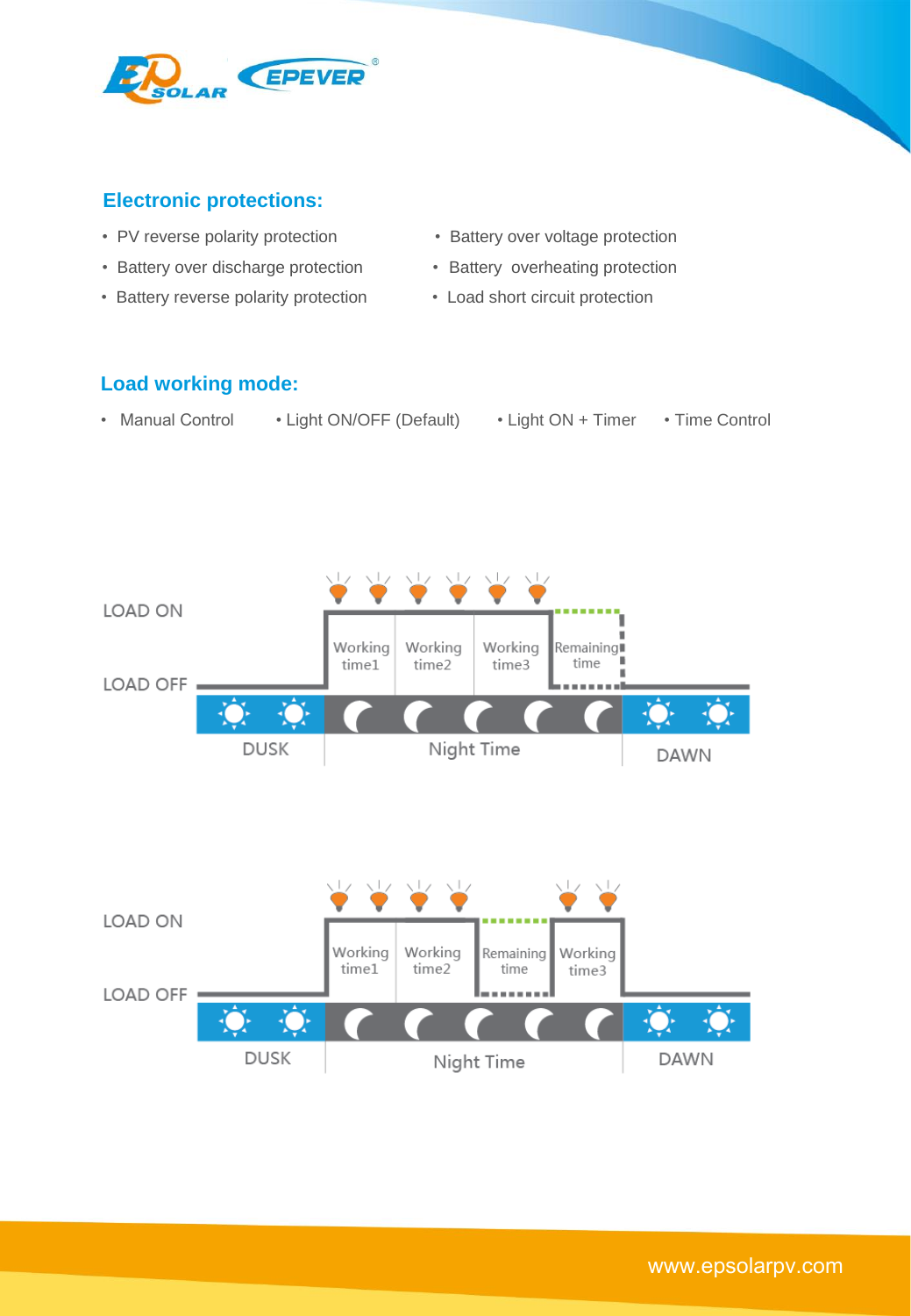## Electronic protections:

- PV reverse polarity protection
- Battery over discharge protection
- Battery reverse polarity protection
- Battery over voltage protection
- Battery overheating protection
- Load short circuit protection

## Load working mode:

- Manual Control
- Light ON/OFF (Default)
- Light ON + Timer
- Time Control

LOAD ON

LOAD OFF

Working time1 | Working time2 | Working time3 | Remaining time

DUSK | Night Time | DAWN

LOAD ON

LOAD OFF

Working time1 | Working time2 | Remaining time | Working time3

DUSK | Night Time | DAWN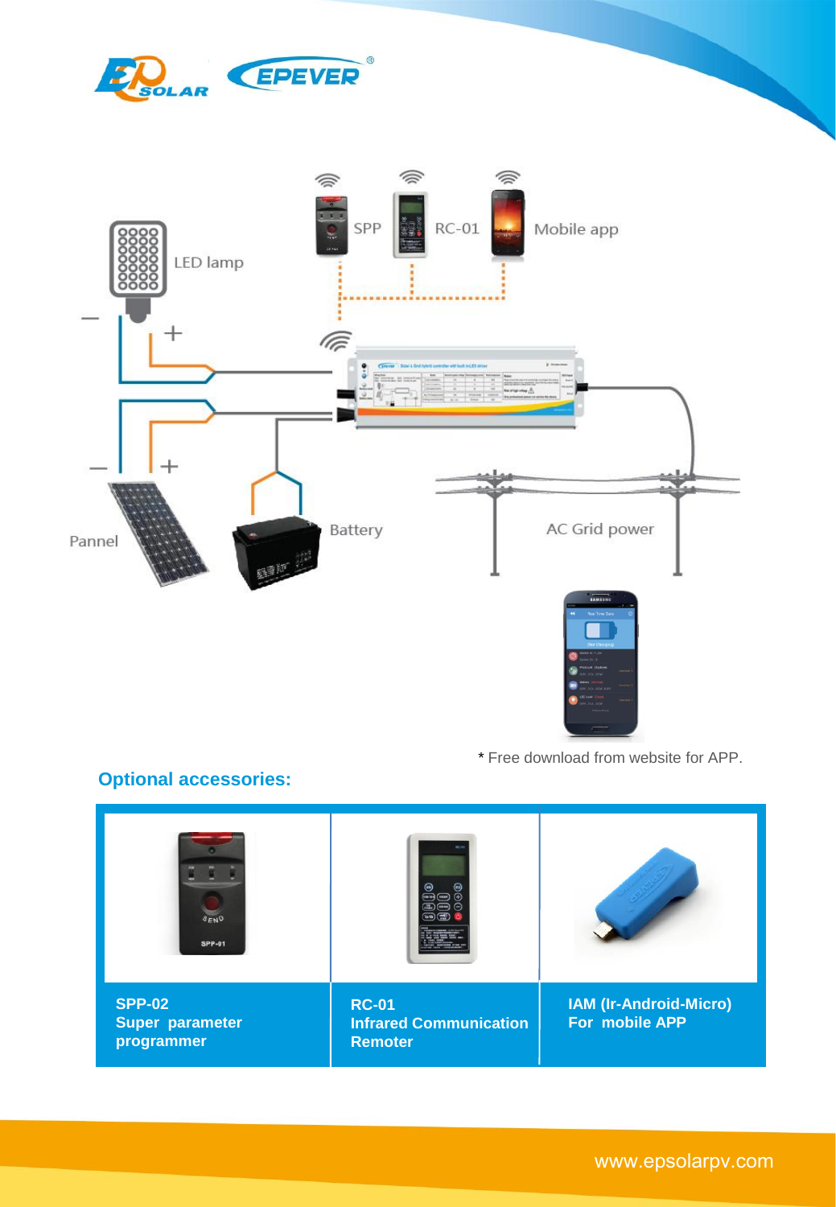SPP

RC-01

Mobile app

LED lamp

Pannel

Battery

AC Grid power

* Free download from website for APP.

## Optional accessories:

| SPP-02 Super parameter programmer | RC-01 Infrared Communication Remoter | IAM (Ir-Android-Micro) For mobile APP |
|---|---|---|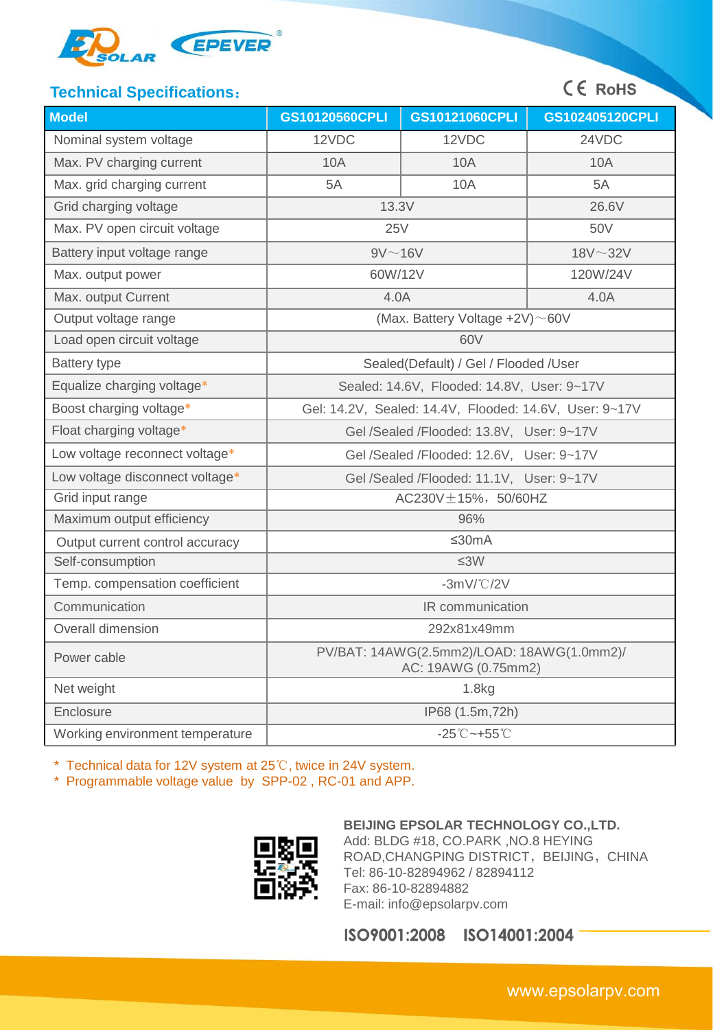## Technical Specifications：

CE RoHS

| Model | GS10120560CPLI | GS10121060CPLI | GS102405120CPLI |
|---|---|---|---|
| Nominal system voltage | 12VDC | 12VDC | 24VDC |
| Max. PV charging current | 10A | 10A | 10A |
| Max. grid charging current | 5A | 10A | 5A |
| Grid charging voltage | 13.3V | | 26.6V |
| Max. PV open circuit voltage | 25V | | 50V |
| Battery input voltage range | 9V～16V | | 18V～32V |
| Max. output power | 60W/12V | | 120W/24V |
| Max. output Current | 4.0A | | 4.0A |
| Output voltage range | (Max. Battery Voltage +2V)～60V | | |
| Load open circuit voltage | 60V | | |
| Battery type | Sealed(Default) / Gel / Flooded /User | | |
| Equalize charging voltage* | Sealed: 14.6V, Flooded: 14.8V, User: 9~17V | | |
| Boost charging voltage* | Gel: 14.2V, Sealed: 14.4V, Flooded: 14.6V, User: 9~17V | | |
| Float charging voltage* | Gel /Sealed /Flooded: 13.8V, User: 9~17V | | |
| Low voltage reconnect voltage* | Gel /Sealed /Flooded: 12.6V, User: 9~17V | | |
| Low voltage disconnect voltage* | Gel /Sealed /Flooded: 11.1V, User: 9~17V | | |
| Grid input range | AC230V±15%，50/60HZ | | |
| Maximum output efficiency | 96% | | |
| Output current control accuracy | ≤30mA | | |
| Self-consumption | ≤3W | | |
| Temp. compensation coefficient | -3mV/℃/2V | | |
| Communication | IR communication | | |
| Overall dimension | 292x81x49mm | | |
| Power cable | PV/BAT: 14AWG(2.5mm2)/LOAD: 18AWG(1.0mm2)/ AC: 19AWG (0.75mm2) | | |
| Net weight | 1.8kg | | |
| Enclosure | IP68 (1.5m,72h) | | |
| Working environment temperature | -25℃~+55℃ | | |

* Technical data for 12V system at 25℃, twice in 24V system.
* Programmable voltage value by SPP-02 , RC-01 and APP.

**BEIJING EPSOLAR TECHNOLOGY CO.,LTD.**
Add: BLDG #18, CO.PARK ,NO.8 HEYING ROAD,CHANGPING DISTRICT，BEIJING，CHINA
Tel: 86-10-82894962 / 82894112
Fax: 86-10-82894882
E-mail: info@epsolarpv.com

**ISO9001:2008 ISO14001:2004**

www.epsolarpv.com